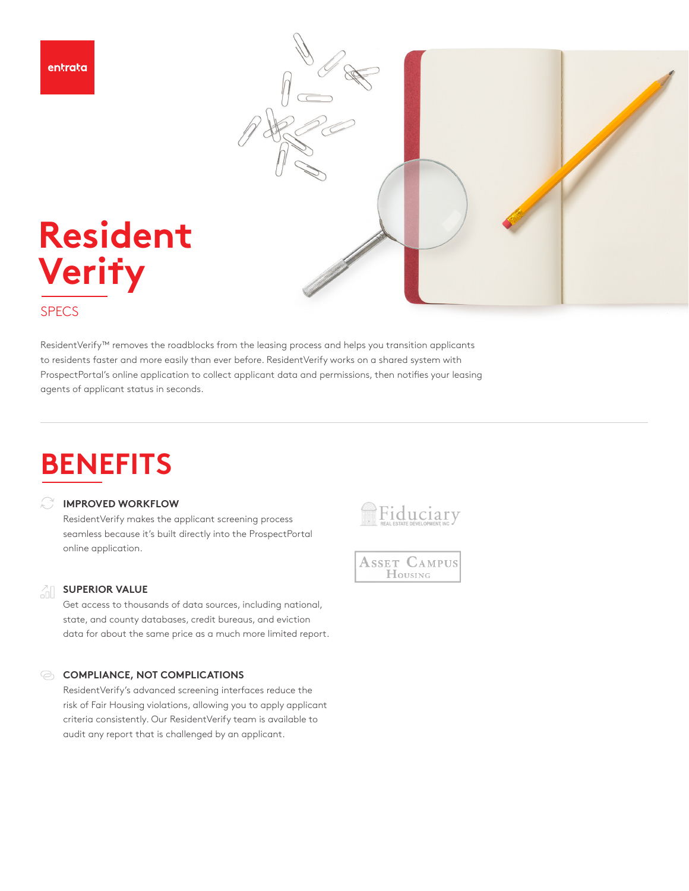entrata

# Resident Verify

SPECS

ResidentVerify™ removes the roadblocks from the leasing process and helps you transition applicants to residents faster and more easily than ever before. ResidentVerify works on a shared system with ProspectPortal's online application to collect applicant data and permissions, then notifies your leasing agents of applicant status in seconds.

## BENEFITS

### IMPROVED WORKFLOW

ResidentVerify makes the applicant screening process seamless because it's built directly into the ProspectPortal online application.

### SUPERIOR VALUE

Get access to thousands of data sources, including national, state, and county databases, credit bureaus, and eviction data for about the same price as a much more limited report.

### COMPLIANCE, NOT COMPLICATIONS

ResidentVerify's advanced screening interfaces reduce the risk of Fair Housing violations, allowing you to apply applicant criteria consistently. Our ResidentVerify team is available to audit any report that is challenged by an applicant.

Fiduciary REAL ESTATE DEVELOPMENT, INC

ASSET CAMPUS HOUSING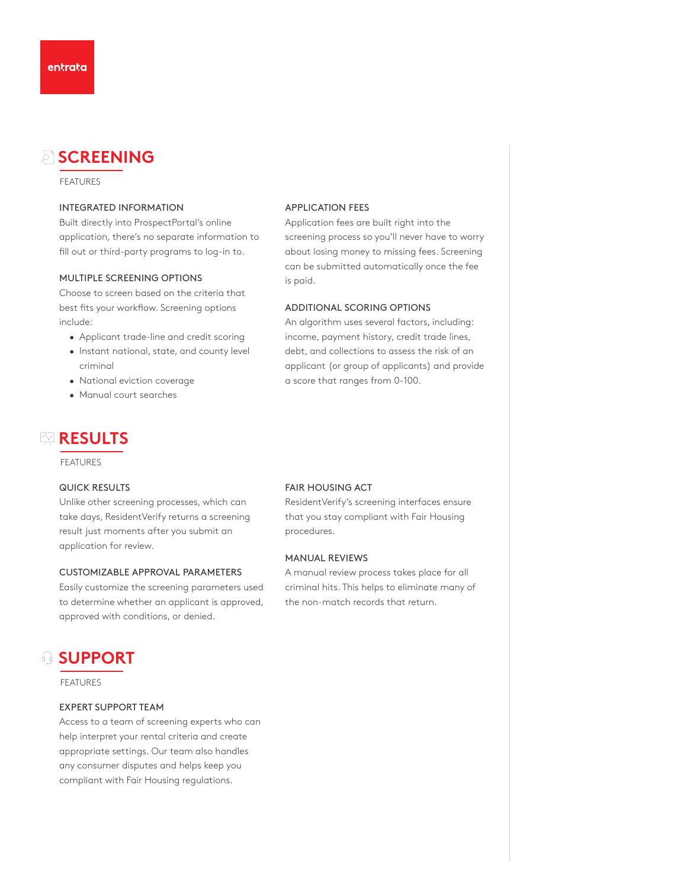entrata

# SCREENING

FEATURES

### INTEGRATED INFORMATION

Built directly into ProspectPortal's online application, there's no separate information to fill out or third-party programs to log-in to.

### MULTIPLE SCREENING OPTIONS

Choose to screen based on the criteria that best fits your workflow. Screening options include:

- Applicant trade-line and credit scoring
- Instant national, state, and county level criminal
- National eviction coverage
- Manual court searches

### APPLICATION FEES

Application fees are built right into the screening process so you'll never have to worry about losing money to missing fees. Screening can be submitted automatically once the fee is paid.

### ADDITIONAL SCORING OPTIONS

An algorithm uses several factors, including: income, payment history, credit trade lines, debt, and collections to assess the risk of an applicant (or group of applicants) and provide a score that ranges from 0-100.

# RESULTS

FEATURES

### QUICK RESULTS

Unlike other screening processes, which can take days, ResidentVerify returns a screening result just moments after you submit an application for review.

### CUSTOMIZABLE APPROVAL PARAMETERS

Easily customize the screening parameters used to determine whether an applicant is approved, approved with conditions, or denied.

### FAIR HOUSING ACT

ResidentVerify's screening interfaces ensure that you stay compliant with Fair Housing procedures.

### MANUAL REVIEWS

A manual review process takes place for all criminal hits. This helps to eliminate many of the non-match records that return.

# SUPPORT

FEATURES

### EXPERT SUPPORT TEAM

Access to a team of screening experts who can help interpret your rental criteria and create appropriate settings. Our team also handles any consumer disputes and helps keep you compliant with Fair Housing regulations.